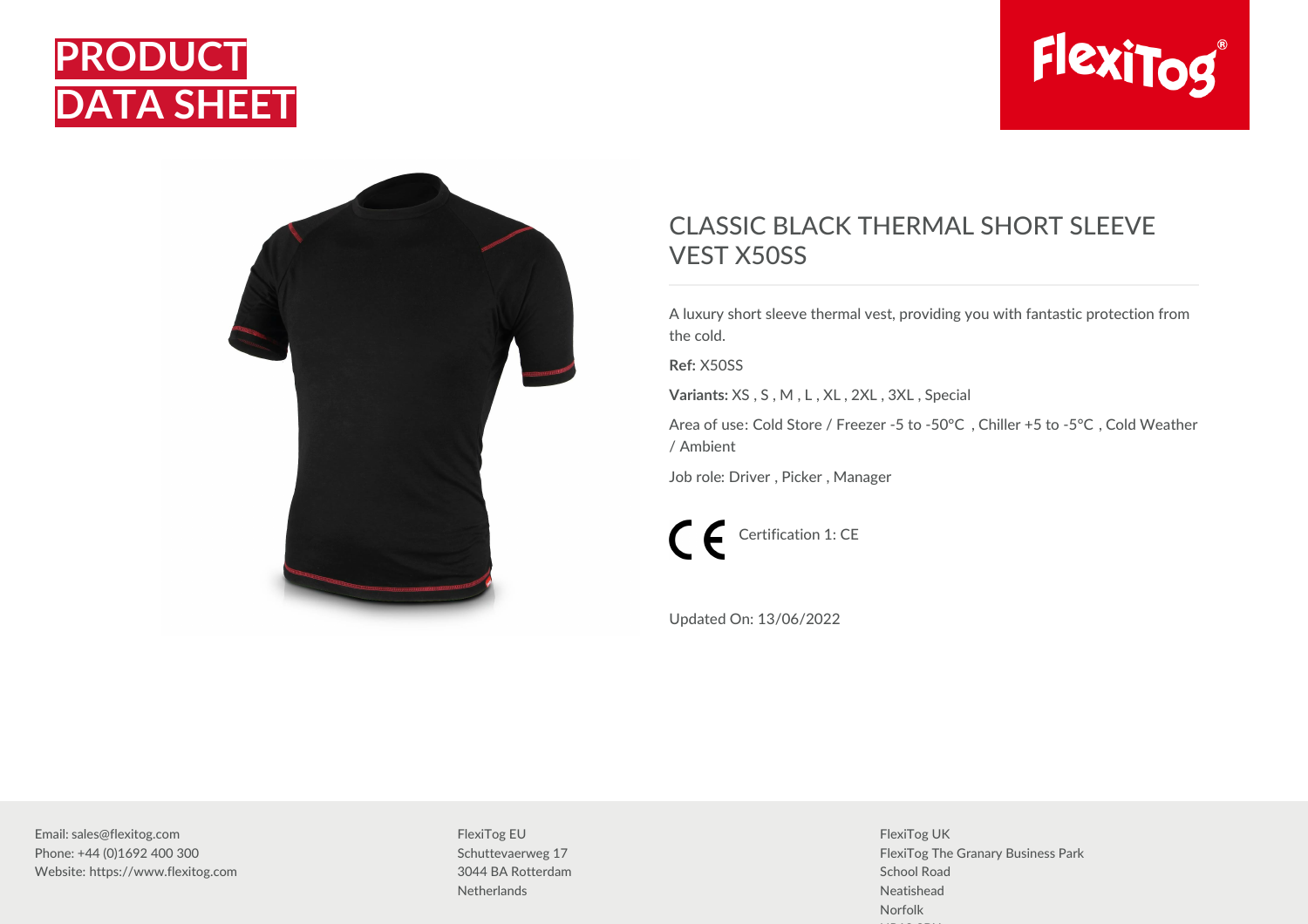# PRODUCT DATA SHEET

FlexiTog®

## CLASSIC BLACK THERMAL SHORT SLEEVE VEST X50SS

A luxury short sleeve thermal vest, providing you with fantastic protection from the cold.

**Ref:** X50SS

**Variants:** XS , S , M , L , XL , 2XL , 3XL , Special

Area of use: Cold Store / Freezer -5 to -50°C , Chiller +5 to -5°C , Cold Weather / Ambient

Job role: Driver , Picker , Manager

Certification 1: CE

Updated On: 13/06/2022

Email: sales@flexitog.com
Phone: +44 (0)1692 400 300
Website: https://www.flexitog.com

FlexiTog EU
Schuttevaerweg 17
3044 BA Rotterdam
Netherlands

FlexiTog UK
FlexiTog The Granary Business Park
School Road
Neatishead
Norfolk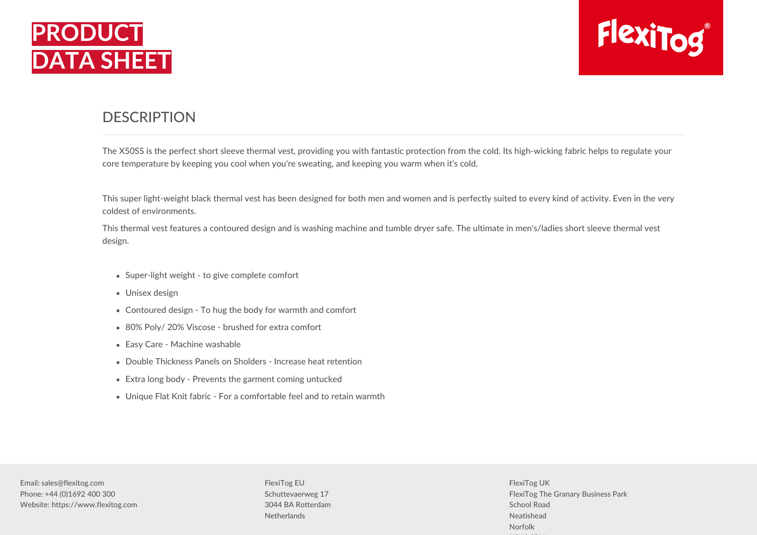## DESCRIPTION

The X50SS is the perfect short sleeve thermal vest, providing you with fantastic protection from the cold. Its high-wicking fabric helps to regulate your core temperature by keeping you cool when you're sweating, and keeping you warm when it's cold.

This super light-weight black thermal vest has been designed for both men and women and is perfectly suited to every kind of activity. Even in the very coldest of environments.

This thermal vest features a contoured design and is washing machine and tumble dryer safe. The ultimate in men's/ladies short sleeve thermal vest design.

- Super-light weight - to give complete comfort
- Unisex design
- Contoured design - To hug the body for warmth and comfort
- 80% Poly/ 20% Viscose - brushed for extra comfort
- Easy Care - Machine washable
- Double Thickness Panels on Sholders - Increase heat retention
- Extra long body - Prevents the garment coming untucked
- Unique Flat Knit fabric - For a comfortable feel and to retain warmth